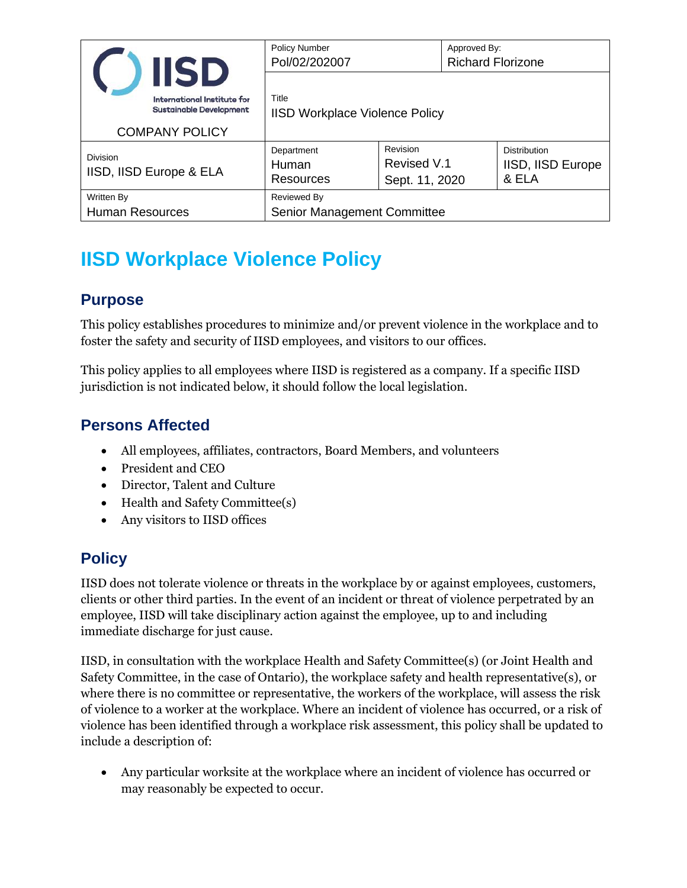| | | | | |
|---|---|---|---|---|
| IISD International Institute for Sustainable Development COMPANY POLICY | Policy Number Pol/02/202007 | | Approved By: Richard Florizone | |
| | Title IISD Workplace Violence Policy | | | |
| Division IISD, IISD Europe & ELA | Department Human Resources | Revision Revised V.1 Sept. 11, 2020 | | Distribution IISD, IISD Europe & ELA |
| Written By Human Resources | Reviewed By Senior Management Committee | | | |

# IISD Workplace Violence Policy

## Purpose

This policy establishes procedures to minimize and/or prevent violence in the workplace and to foster the safety and security of IISD employees, and visitors to our offices.

This policy applies to all employees where IISD is registered as a company. If a specific IISD jurisdiction is not indicated below, it should follow the local legislation.

## Persons Affected

- All employees, affiliates, contractors, Board Members, and volunteers
- President and CEO
- Director, Talent and Culture
- Health and Safety Committee(s)
- Any visitors to IISD offices

## Policy

IISD does not tolerate violence or threats in the workplace by or against employees, customers, clients or other third parties. In the event of an incident or threat of violence perpetrated by an employee, IISD will take disciplinary action against the employee, up to and including immediate discharge for just cause.

IISD, in consultation with the workplace Health and Safety Committee(s) (or Joint Health and Safety Committee, in the case of Ontario), the workplace safety and health representative(s), or where there is no committee or representative, the workers of the workplace, will assess the risk of violence to a worker at the workplace. Where an incident of violence has occurred, or a risk of violence has been identified through a workplace risk assessment, this policy shall be updated to include a description of:

- Any particular worksite at the workplace where an incident of violence has occurred or may reasonably be expected to occur.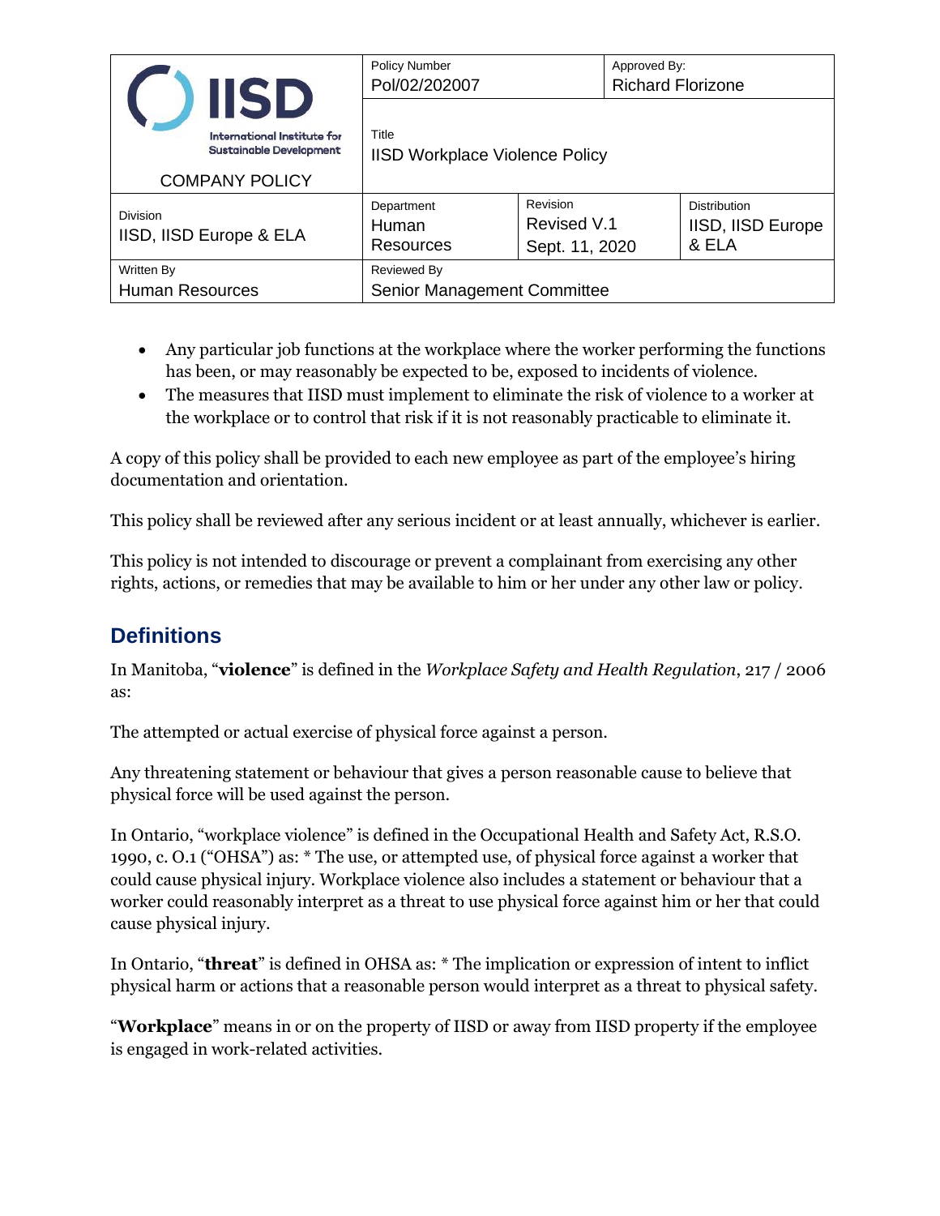- Any particular job functions at the workplace where the worker performing the functions has been, or may reasonably be expected to be, exposed to incidents of violence.
- The measures that IISD must implement to eliminate the risk of violence to a worker at the workplace or to control that risk if it is not reasonably practicable to eliminate it.

A copy of this policy shall be provided to each new employee as part of the employee's hiring documentation and orientation.

This policy shall be reviewed after any serious incident or at least annually, whichever is earlier.

This policy is not intended to discourage or prevent a complainant from exercising any other rights, actions, or remedies that may be available to him or her under any other law or policy.

## Definitions

In Manitoba, "**violence**" is defined in the *Workplace Safety and Health Regulation*, 217 / 2006 as:

The attempted or actual exercise of physical force against a person.

Any threatening statement or behaviour that gives a person reasonable cause to believe that physical force will be used against the person.

In Ontario, "workplace violence" is defined in the Occupational Health and Safety Act, R.S.O. 1990, c. O.1 ("OHSA") as: * The use, or attempted use, of physical force against a worker that could cause physical injury. Workplace violence also includes a statement or behaviour that a worker could reasonably interpret as a threat to use physical force against him or her that could cause physical injury.

In Ontario, "**threat**" is defined in OHSA as: * The implication or expression of intent to inflict physical harm or actions that a reasonable person would interpret as a threat to physical safety.

"**Workplace**" means in or on the property of IISD or away from IISD property if the employee is engaged in work-related activities.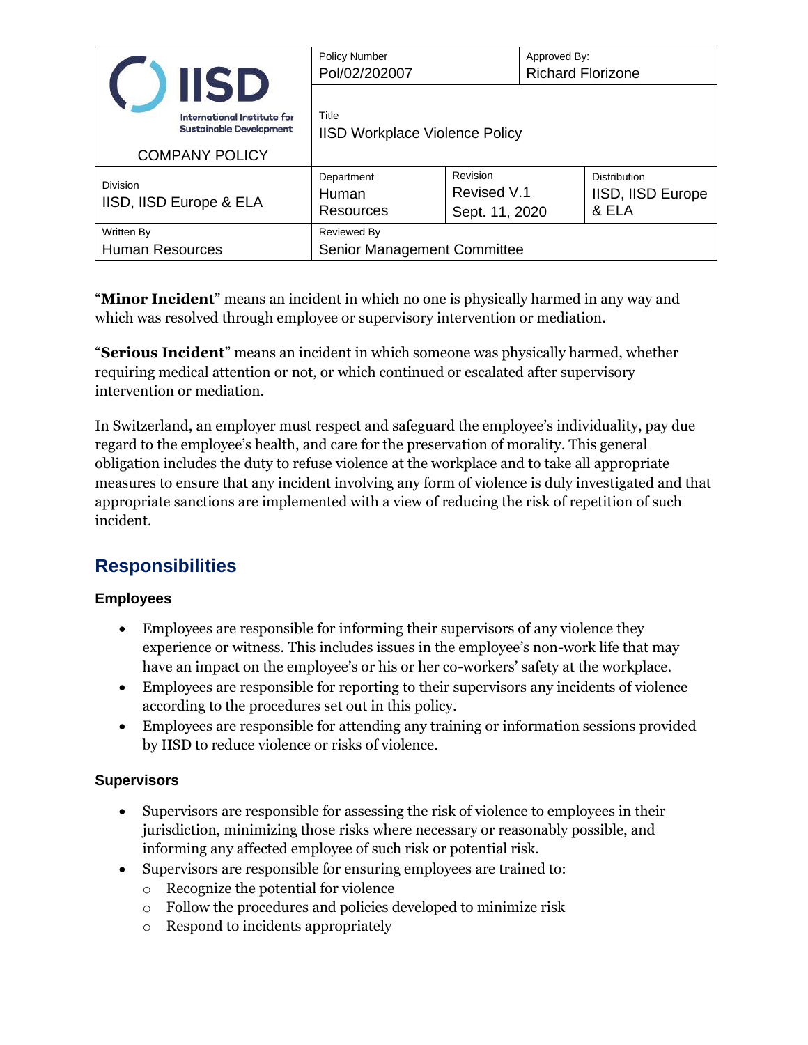"**Minor Incident**" means an incident in which no one is physically harmed in any way and which was resolved through employee or supervisory intervention or mediation.

"**Serious Incident**" means an incident in which someone was physically harmed, whether requiring medical attention or not, or which continued or escalated after supervisory intervention or mediation.

In Switzerland, an employer must respect and safeguard the employee's individuality, pay due regard to the employee's health, and care for the preservation of morality. This general obligation includes the duty to refuse violence at the workplace and to take all appropriate measures to ensure that any incident involving any form of violence is duly investigated and that appropriate sanctions are implemented with a view of reducing the risk of repetition of such incident.

## Responsibilities

### Employees

- Employees are responsible for informing their supervisors of any violence they experience or witness. This includes issues in the employee's non-work life that may have an impact on the employee's or his or her co-workers' safety at the workplace.
- Employees are responsible for reporting to their supervisors any incidents of violence according to the procedures set out in this policy.
- Employees are responsible for attending any training or information sessions provided by IISD to reduce violence or risks of violence.

### Supervisors

- Supervisors are responsible for assessing the risk of violence to employees in their jurisdiction, minimizing those risks where necessary or reasonably possible, and informing any affected employee of such risk or potential risk.
- Supervisors are responsible for ensuring employees are trained to:
  - Recognize the potential for violence
  - Follow the procedures and policies developed to minimize risk
  - Respond to incidents appropriately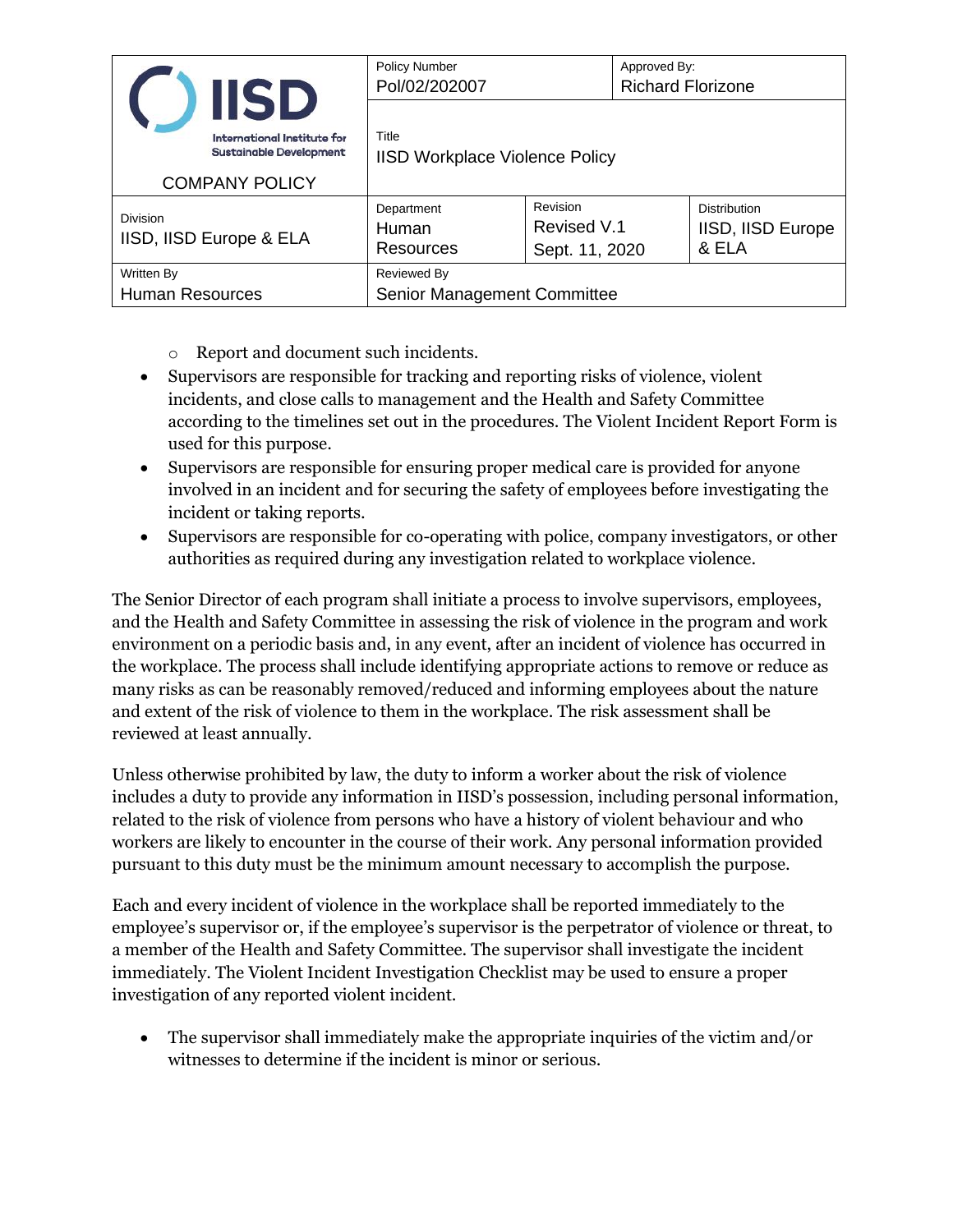- Report and document such incidents.

- Supervisors are responsible for tracking and reporting risks of violence, violent incidents, and close calls to management and the Health and Safety Committee according to the timelines set out in the procedures. The Violent Incident Report Form is used for this purpose.
- Supervisors are responsible for ensuring proper medical care is provided for anyone involved in an incident and for securing the safety of employees before investigating the incident or taking reports.
- Supervisors are responsible for co-operating with police, company investigators, or other authorities as required during any investigation related to workplace violence.

The Senior Director of each program shall initiate a process to involve supervisors, employees, and the Health and Safety Committee in assessing the risk of violence in the program and work environment on a periodic basis and, in any event, after an incident of violence has occurred in the workplace. The process shall include identifying appropriate actions to remove or reduce as many risks as can be reasonably removed/reduced and informing employees about the nature and extent of the risk of violence to them in the workplace. The risk assessment shall be reviewed at least annually.

Unless otherwise prohibited by law, the duty to inform a worker about the risk of violence includes a duty to provide any information in IISD's possession, including personal information, related to the risk of violence from persons who have a history of violent behaviour and who workers are likely to encounter in the course of their work. Any personal information provided pursuant to this duty must be the minimum amount necessary to accomplish the purpose.

Each and every incident of violence in the workplace shall be reported immediately to the employee's supervisor or, if the employee's supervisor is the perpetrator of violence or threat, to a member of the Health and Safety Committee. The supervisor shall investigate the incident immediately. The Violent Incident Investigation Checklist may be used to ensure a proper investigation of any reported violent incident.

- The supervisor shall immediately make the appropriate inquiries of the victim and/or witnesses to determine if the incident is minor or serious.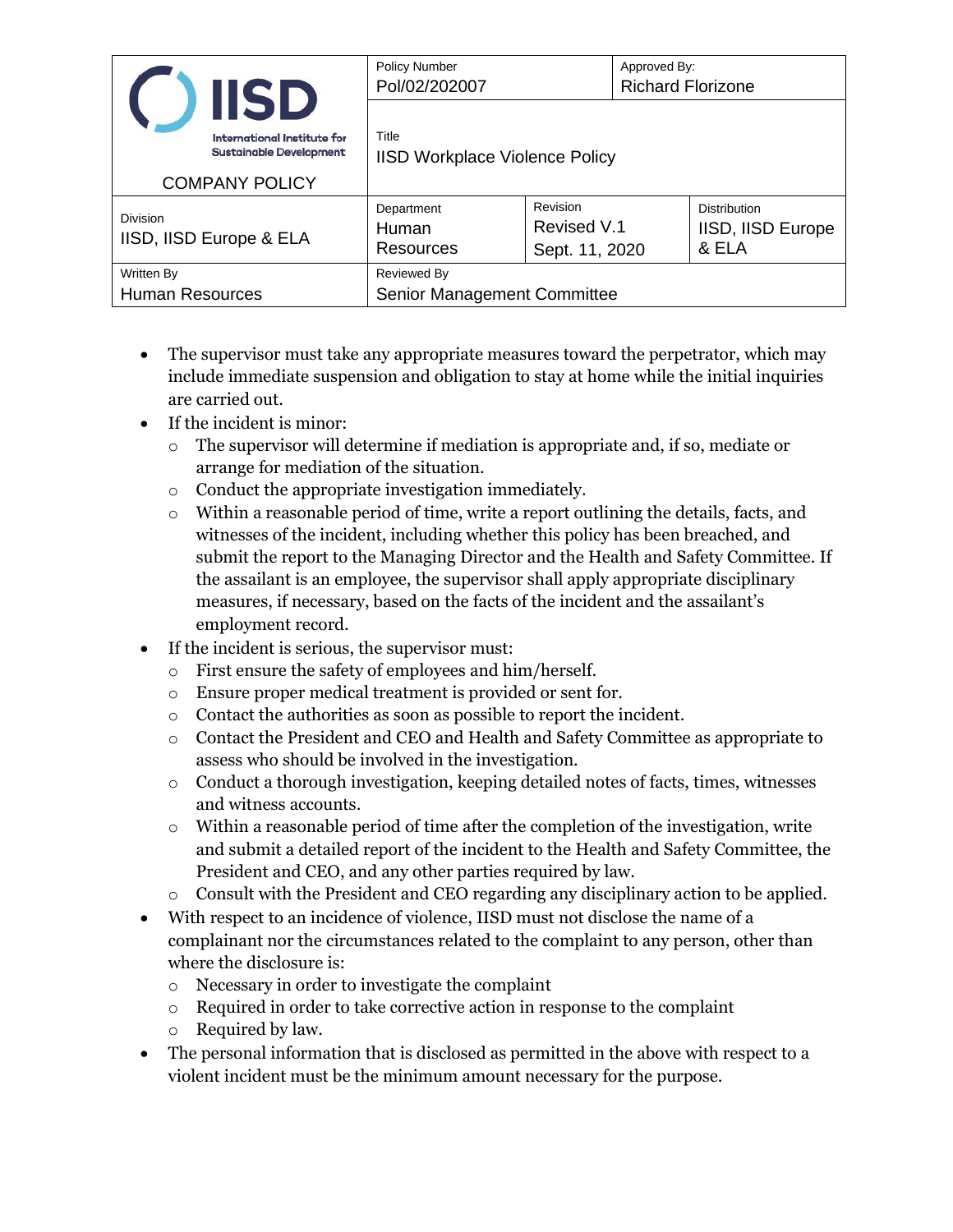- The supervisor must take any appropriate measures toward the perpetrator, which may include immediate suspension and obligation to stay at home while the initial inquiries are carried out.
- If the incident is minor:
  - The supervisor will determine if mediation is appropriate and, if so, mediate or arrange for mediation of the situation.
  - Conduct the appropriate investigation immediately.
  - Within a reasonable period of time, write a report outlining the details, facts, and witnesses of the incident, including whether this policy has been breached, and submit the report to the Managing Director and the Health and Safety Committee. If the assailant is an employee, the supervisor shall apply appropriate disciplinary measures, if necessary, based on the facts of the incident and the assailant's employment record.
- If the incident is serious, the supervisor must:
  - First ensure the safety of employees and him/herself.
  - Ensure proper medical treatment is provided or sent for.
  - Contact the authorities as soon as possible to report the incident.
  - Contact the President and CEO and Health and Safety Committee as appropriate to assess who should be involved in the investigation.
  - Conduct a thorough investigation, keeping detailed notes of facts, times, witnesses and witness accounts.
  - Within a reasonable period of time after the completion of the investigation, write and submit a detailed report of the incident to the Health and Safety Committee, the President and CEO, and any other parties required by law.
  - Consult with the President and CEO regarding any disciplinary action to be applied.
- With respect to an incidence of violence, IISD must not disclose the name of a complainant nor the circumstances related to the complaint to any person, other than where the disclosure is:
  - Necessary in order to investigate the complaint
  - Required in order to take corrective action in response to the complaint
  - Required by law.
- The personal information that is disclosed as permitted in the above with respect to a violent incident must be the minimum amount necessary for the purpose.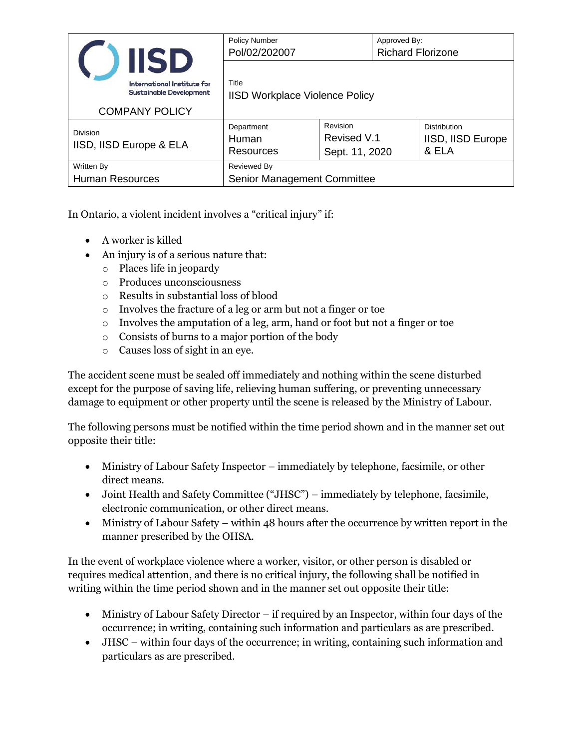In Ontario, a violent incident involves a "critical injury" if:

- A worker is killed
- An injury is of a serious nature that:
  - Places life in jeopardy
  - Produces unconsciousness
  - Results in substantial loss of blood
  - Involves the fracture of a leg or arm but not a finger or toe
  - Involves the amputation of a leg, arm, hand or foot but not a finger or toe
  - Consists of burns to a major portion of the body
  - Causes loss of sight in an eye.

The accident scene must be sealed off immediately and nothing within the scene disturbed except for the purpose of saving life, relieving human suffering, or preventing unnecessary damage to equipment or other property until the scene is released by the Ministry of Labour.

The following persons must be notified within the time period shown and in the manner set out opposite their title:

- Ministry of Labour Safety Inspector – immediately by telephone, facsimile, or other direct means.
- Joint Health and Safety Committee ("JHSC") – immediately by telephone, facsimile, electronic communication, or other direct means.
- Ministry of Labour Safety – within 48 hours after the occurrence by written report in the manner prescribed by the OHSA.

In the event of workplace violence where a worker, visitor, or other person is disabled or requires medical attention, and there is no critical injury, the following shall be notified in writing within the time period shown and in the manner set out opposite their title:

- Ministry of Labour Safety Director – if required by an Inspector, within four days of the occurrence; in writing, containing such information and particulars as are prescribed.
- JHSC – within four days of the occurrence; in writing, containing such information and particulars as are prescribed.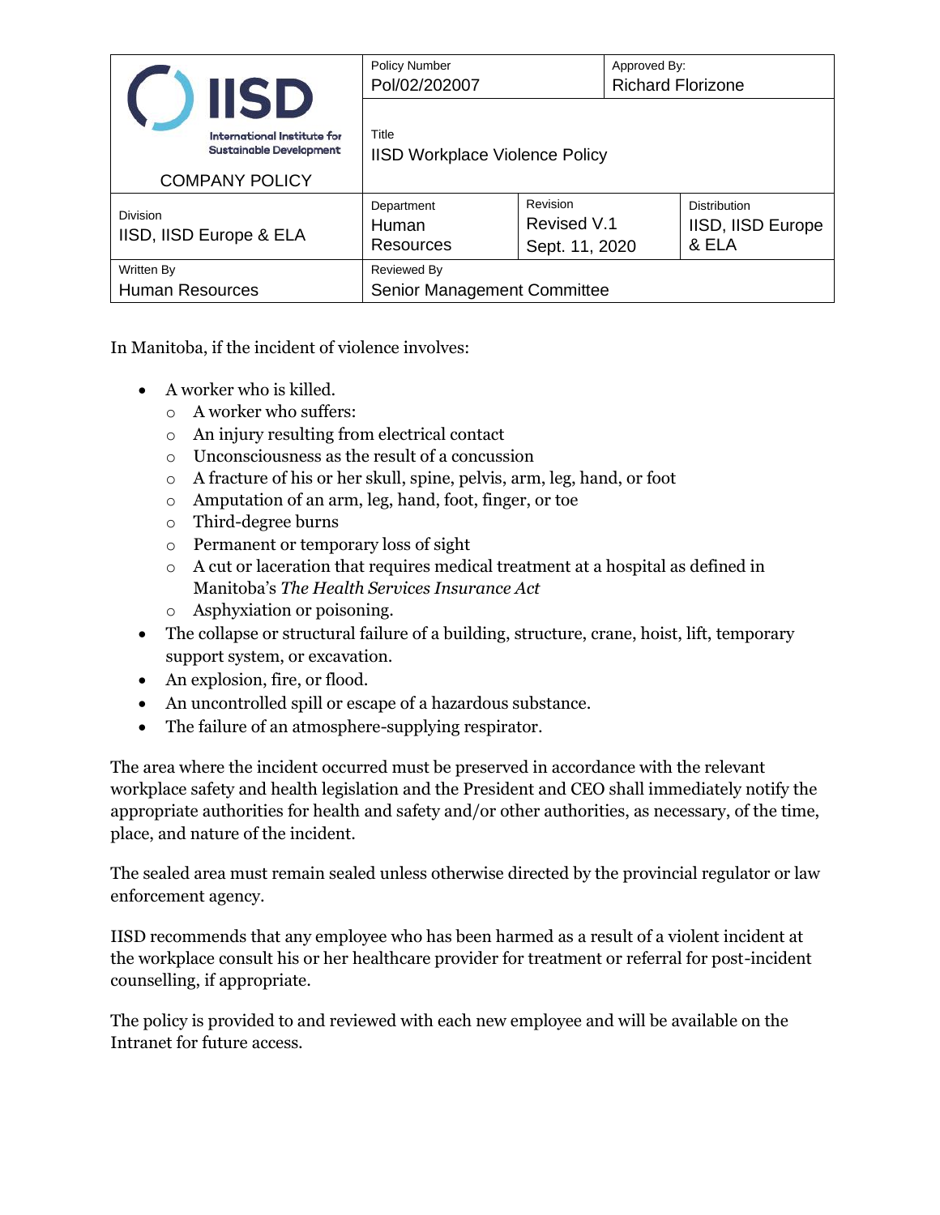In Manitoba, if the incident of violence involves:

- A worker who is killed.
  - A worker who suffers:
  - An injury resulting from electrical contact
  - Unconsciousness as the result of a concussion
  - A fracture of his or her skull, spine, pelvis, arm, leg, hand, or foot
  - Amputation of an arm, leg, hand, foot, finger, or toe
  - Third-degree burns
  - Permanent or temporary loss of sight
  - A cut or laceration that requires medical treatment at a hospital as defined in Manitoba's *The Health Services Insurance Act*
  - Asphyxiation or poisoning.
- The collapse or structural failure of a building, structure, crane, hoist, lift, temporary support system, or excavation.
- An explosion, fire, or flood.
- An uncontrolled spill or escape of a hazardous substance.
- The failure of an atmosphere-supplying respirator.

The area where the incident occurred must be preserved in accordance with the relevant workplace safety and health legislation and the President and CEO shall immediately notify the appropriate authorities for health and safety and/or other authorities, as necessary, of the time, place, and nature of the incident.

The sealed area must remain sealed unless otherwise directed by the provincial regulator or law enforcement agency.

IISD recommends that any employee who has been harmed as a result of a violent incident at the workplace consult his or her healthcare provider for treatment or referral for post-incident counselling, if appropriate.

The policy is provided to and reviewed with each new employee and will be available on the Intranet for future access.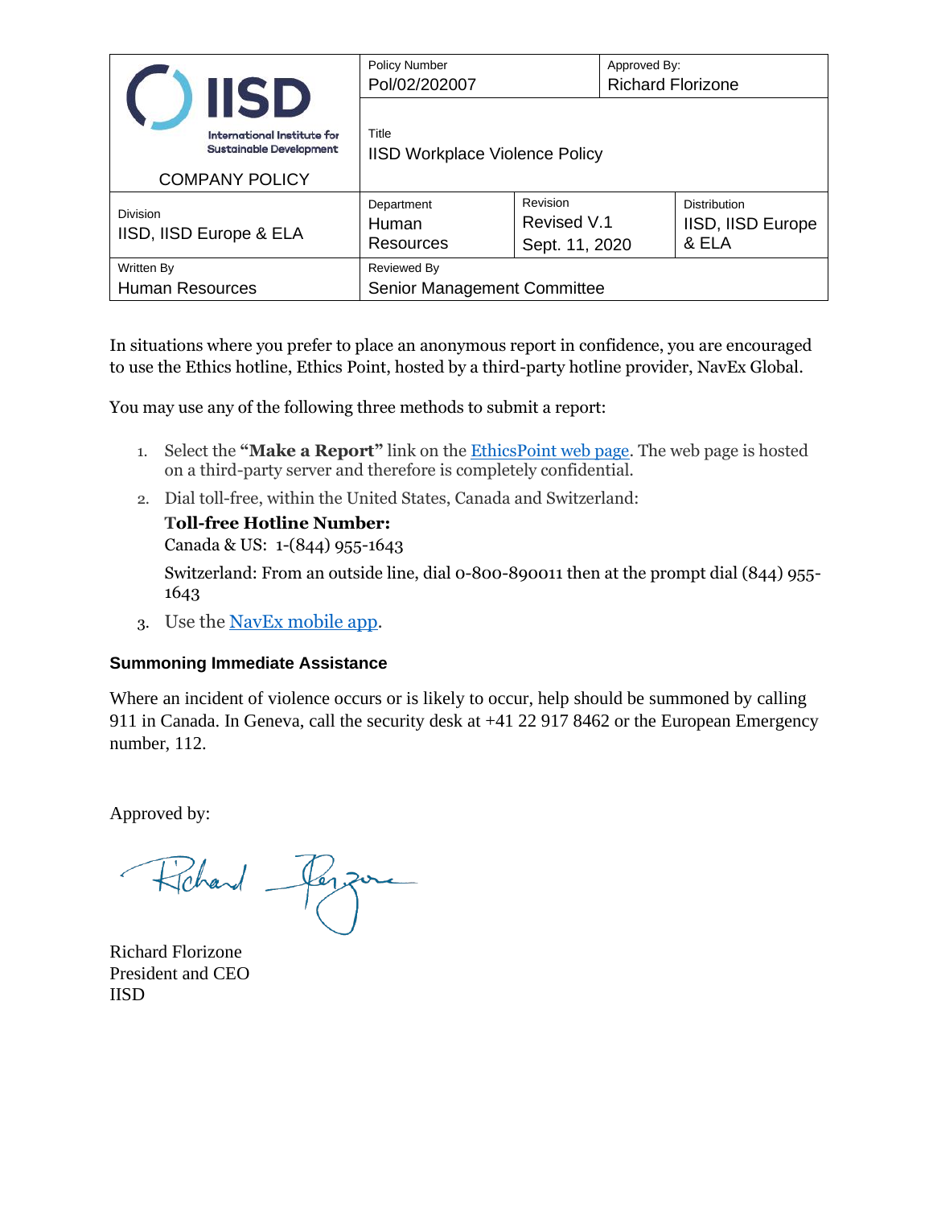| | | |
|---|---|---|
| IISD International Institute for Sustainable Development COMPANY POLICY | Policy Number Pol/02/202007 | Approved By: Richard Florizone |
| | Title IISD Workplace Violence Policy | |

| | | | |
|---|---|---|---|
| Division IISD, IISD Europe & ELA | Department Human Resources | Revision Revised V.1 Sept. 11, 2020 | Distribution IISD, IISD Europe & ELA |
| Written By Human Resources | Reviewed By Senior Management Committee | | |

In situations where you prefer to place an anonymous report in confidence, you are encouraged to use the Ethics hotline, Ethics Point, hosted by a third-party hotline provider, NavEx Global.

You may use any of the following three methods to submit a report:

1. Select the **"Make a Report"** link on the EthicsPoint web page. The web page is hosted on a third-party server and therefore is completely confidential.
2. Dial toll-free, within the United States, Canada and Switzerland:

   **Toll-free Hotline Number:**
   Canada & US: 1-(844) 955-1643

   Switzerland: From an outside line, dial 0-800-890011 then at the prompt dial (844) 955-1643
3. Use the NavEx mobile app.

### Summoning Immediate Assistance

Where an incident of violence occurs or is likely to occur, help should be summoned by calling 911 in Canada. In Geneva, call the security desk at +41 22 917 8462 or the European Emergency number, 112.

Approved by:

Richard Florizone
President and CEO
IISD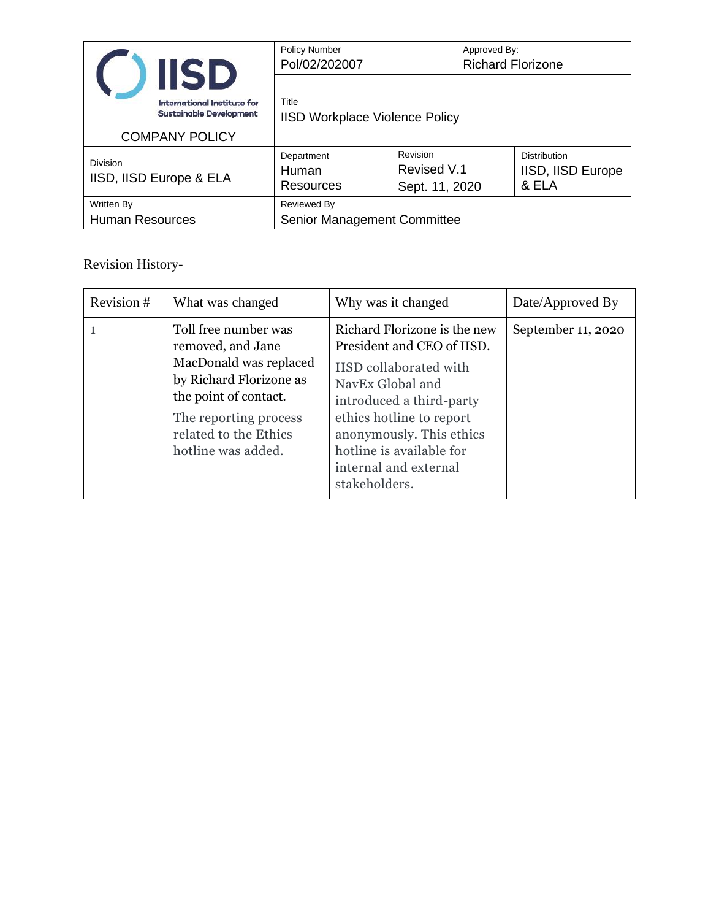| IISD International Institute for Sustainable Development COMPANY POLICY | Policy Number Pol/02/202007 | | Approved By: Richard Florizone |
|---|---|---|---|
| | Title IISD Workplace Violence Policy | | |
| Division IISD, IISD Europe & ELA | Department Human Resources | Revision Revised V.1 Sept. 11, 2020 | Distribution IISD, IISD Europe & ELA |
| Written By Human Resources | Reviewed By Senior Management Committee | | |

Revision History-

| Revision # | What was changed | Why was it changed | Date/Approved By |
|---|---|---|---|
| 1 | Toll free number was removed, and Jane MacDonald was replaced by Richard Florizone as the point of contact. The reporting process related to the Ethics hotline was added. | Richard Florizone is the new President and CEO of IISD. IISD collaborated with NavEx Global and introduced a third-party ethics hotline to report anonymously. This ethics hotline is available for internal and external stakeholders. | September 11, 2020 |